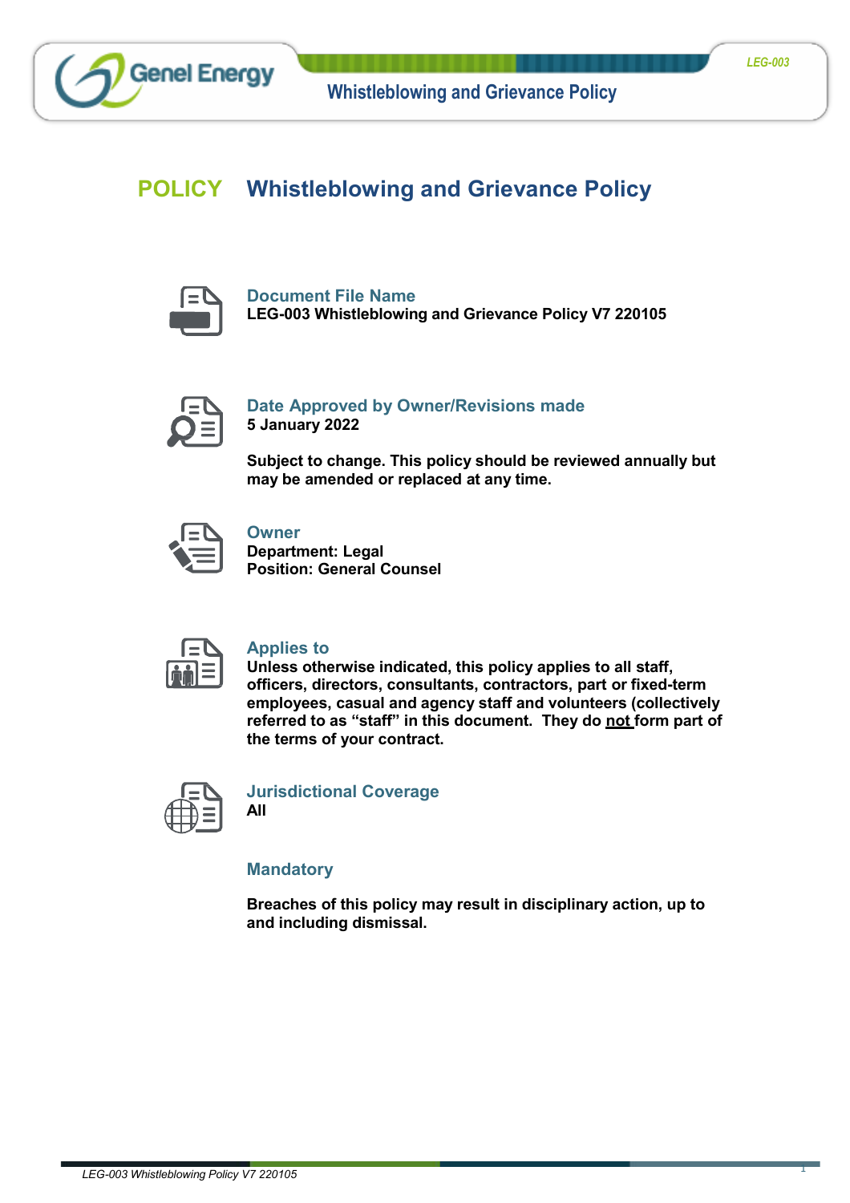# POLICY Whistleblowing and Grievance Policy

### Document File Name

**LEG-003 Whistleblowing and Grievance Policy V7 220105**

### Date Approved by Owner/Revisions made

**5 January 2022**

**Subject to change. This policy should be reviewed annually but may be amended or replaced at any time.**

### Owner

**Department: Legal**
**Position: General Counsel**

### Applies to

**Unless otherwise indicated, this policy applies to all staff, officers, directors, consultants, contractors, part or fixed-term employees, casual and agency staff and volunteers (collectively referred to as “staff” in this document. They do not form part of the terms of your contract.**

### Jurisdictional Coverage

**All**

### Mandatory

**Breaches of this policy may result in disciplinary action, up to and including dismissal.**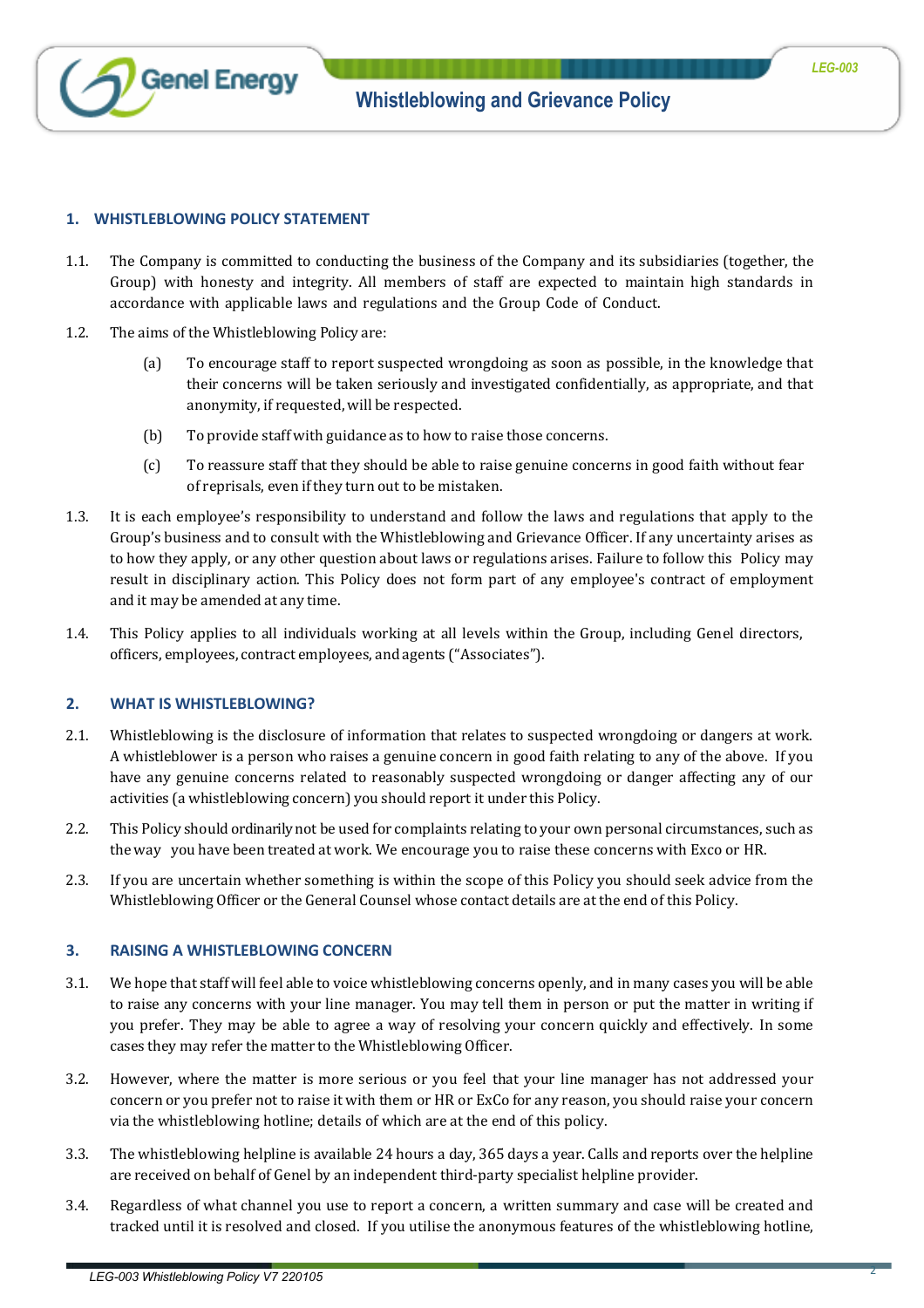## 1. WHISTLEBLOWING POLICY STATEMENT

1.1. The Company is committed to conducting the business of the Company and its subsidiaries (together, the Group) with honesty and integrity. All members of staff are expected to maintain high standards in accordance with applicable laws and regulations and the Group Code of Conduct.

1.2. The aims of the Whistleblowing Policy are:

(a) To encourage staff to report suspected wrongdoing as soon as possible, in the knowledge that their concerns will be taken seriously and investigated confidentially, as appropriate, and that anonymity, if requested, will be respected.

(b) To provide staff with guidance as to how to raise those concerns.

(c) To reassure staff that they should be able to raise genuine concerns in good faith without fear of reprisals, even if they turn out to be mistaken.

1.3. It is each employee's responsibility to understand and follow the laws and regulations that apply to the Group's business and to consult with the Whistleblowing and Grievance Officer. If any uncertainty arises as to how they apply, or any other question about laws or regulations arises. Failure to follow this Policy may result in disciplinary action. This Policy does not form part of any employee's contract of employment and it may be amended at any time.

1.4. This Policy applies to all individuals working at all levels within the Group, including Genel directors, officers, employees, contract employees, and agents ("Associates").

## 2. WHAT IS WHISTLEBLOWING?

2.1. Whistleblowing is the disclosure of information that relates to suspected wrongdoing or dangers at work. A whistleblower is a person who raises a genuine concern in good faith relating to any of the above. If you have any genuine concerns related to reasonably suspected wrongdoing or danger affecting any of our activities (a whistleblowing concern) you should report it under this Policy.

2.2. This Policy should ordinarily not be used for complaints relating to your own personal circumstances, such as the way you have been treated at work. We encourage you to raise these concerns with Exco or HR.

2.3. If you are uncertain whether something is within the scope of this Policy you should seek advice from the Whistleblowing Officer or the General Counsel whose contact details are at the end of this Policy.

## 3. RAISING A WHISTLEBLOWING CONCERN

3.1. We hope that staff will feel able to voice whistleblowing concerns openly, and in many cases you will be able to raise any concerns with your line manager. You may tell them in person or put the matter in writing if you prefer. They may be able to agree a way of resolving your concern quickly and effectively. In some cases they may refer the matter to the Whistleblowing Officer.

3.2. However, where the matter is more serious or you feel that your line manager has not addressed your concern or you prefer not to raise it with them or HR or ExCo for any reason, you should raise your concern via the whistleblowing hotline; details of which are at the end of this policy.

3.3. The whistleblowing helpline is available 24 hours a day, 365 days a year. Calls and reports over the helpline are received on behalf of Genel by an independent third-party specialist helpline provider.

3.4. Regardless of what channel you use to report a concern, a written summary and case will be created and tracked until it is resolved and closed. If you utilise the anonymous features of the whistleblowing hotline,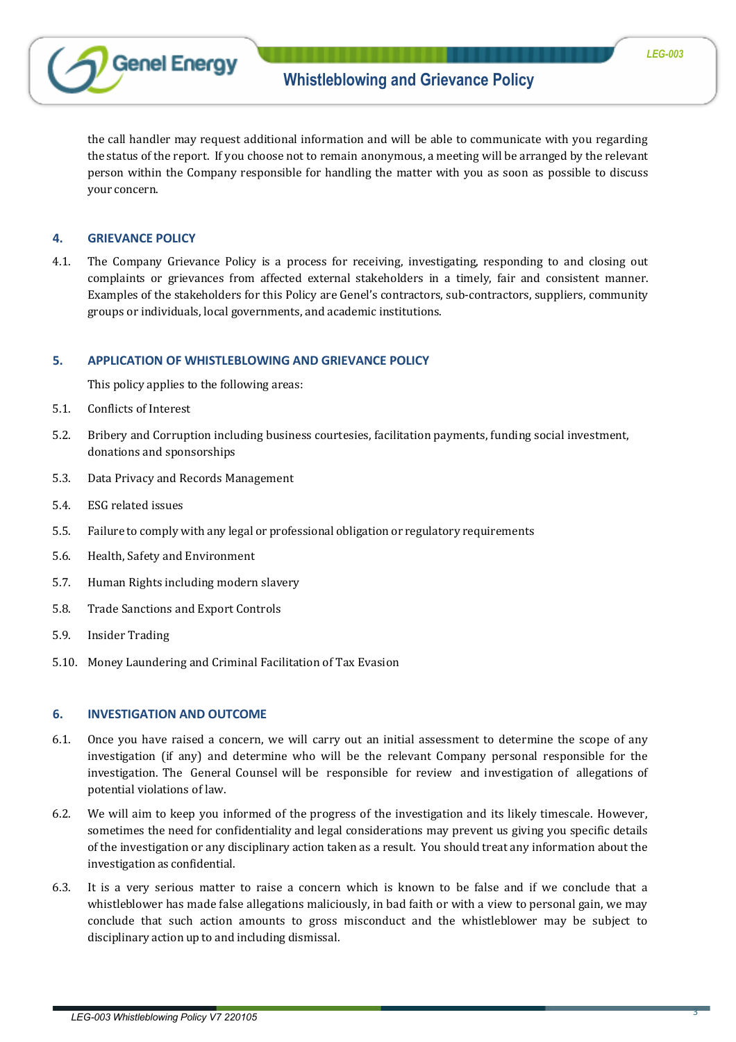the call handler may request additional information and will be able to communicate with you regarding the status of the report. If you choose not to remain anonymous, a meeting will be arranged by the relevant person within the Company responsible for handling the matter with you as soon as possible to discuss your concern.

## 4. GRIEVANCE POLICY

4.1. The Company Grievance Policy is a process for receiving, investigating, responding to and closing out complaints or grievances from affected external stakeholders in a timely, fair and consistent manner. Examples of the stakeholders for this Policy are Genel's contractors, sub-contractors, suppliers, community groups or individuals, local governments, and academic institutions.

## 5. APPLICATION OF WHISTLEBLOWING AND GRIEVANCE POLICY

This policy applies to the following areas:

5.1. Conflicts of Interest

5.2. Bribery and Corruption including business courtesies, facilitation payments, funding social investment, donations and sponsorships

5.3. Data Privacy and Records Management

5.4. ESG related issues

5.5. Failure to comply with any legal or professional obligation or regulatory requirements

5.6. Health, Safety and Environment

5.7. Human Rights including modern slavery

5.8. Trade Sanctions and Export Controls

5.9. Insider Trading

5.10. Money Laundering and Criminal Facilitation of Tax Evasion

## 6. INVESTIGATION AND OUTCOME

6.1. Once you have raised a concern, we will carry out an initial assessment to determine the scope of any investigation (if any) and determine who will be the relevant Company personal responsible for the investigation. The General Counsel will be responsible for review and investigation of allegations of potential violations of law.

6.2. We will aim to keep you informed of the progress of the investigation and its likely timescale. However, sometimes the need for confidentiality and legal considerations may prevent us giving you specific details of the investigation or any disciplinary action taken as a result. You should treat any information about the investigation as confidential.

6.3. It is a very serious matter to raise a concern which is known to be false and if we conclude that a whistleblower has made false allegations maliciously, in bad faith or with a view to personal gain, we may conclude that such action amounts to gross misconduct and the whistleblower may be subject to disciplinary action up to and including dismissal.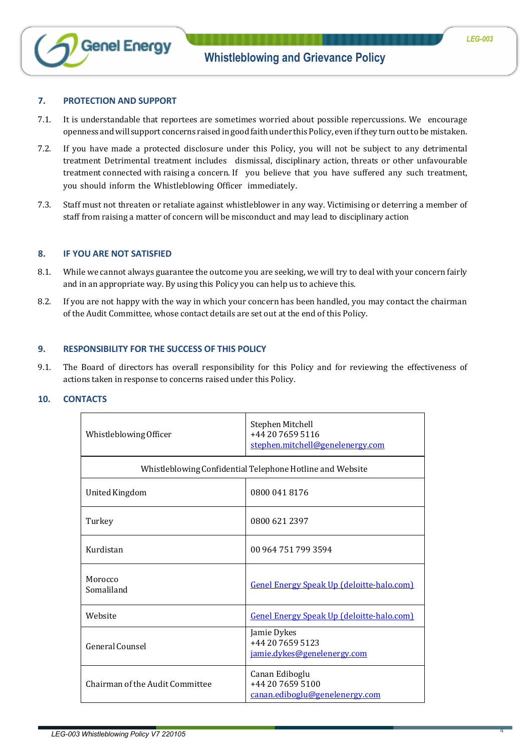## 7. PROTECTION AND SUPPORT

7.1. It is understandable that reportees are sometimes worried about possible repercussions. We encourage openness and will support concerns raised in good faith under this Policy, even if they turn out to be mistaken.

7.2. If you have made a protected disclosure under this Policy, you will not be subject to any detrimental treatment Detrimental treatment includes dismissal, disciplinary action, threats or other unfavourable treatment connected with raising a concern. If you believe that you have suffered any such treatment, you should inform the Whistleblowing Officer immediately.

7.3. Staff must not threaten or retaliate against whistleblower in any way. Victimising or deterring a member of staff from raising a matter of concern will be misconduct and may lead to disciplinary action

## 8. IF YOU ARE NOT SATISFIED

8.1. While we cannot always guarantee the outcome you are seeking, we will try to deal with your concern fairly and in an appropriate way. By using this Policy you can help us to achieve this.

8.2. If you are not happy with the way in which your concern has been handled, you may contact the chairman of the Audit Committee, whose contact details are set out at the end of this Policy.

## 9. RESPONSIBILITY FOR THE SUCCESS OF THIS POLICY

9.1. The Board of directors has overall responsibility for this Policy and for reviewing the effectiveness of actions taken in response to concerns raised under this Policy.

## 10. CONTACTS

| | |
|---|---|
| Whistleblowing Officer | Stephen Mitchell<br>+44 20 7659 5116<br>stephen.mitchell@genelenergy.com |
| Whistleblowing Confidential Telephone Hotline and Website | |
| United Kingdom | 0800 041 8176 |
| Turkey | 0800 621 2397 |
| Kurdistan | 00 964 751 799 3594 |
| Morocco<br>Somaliland | Genel Energy Speak Up (deloitte-halo.com) |
| Website | Genel Energy Speak Up (deloitte-halo.com) |
| General Counsel | Jamie Dykes<br>+44 20 7659 5123<br>jamie.dykes@genelenergy.com |
| Chairman of the Audit Committee | Canan Ediboglu<br>+44 20 7659 5100<br>canan.ediboglu@genelenergy.com |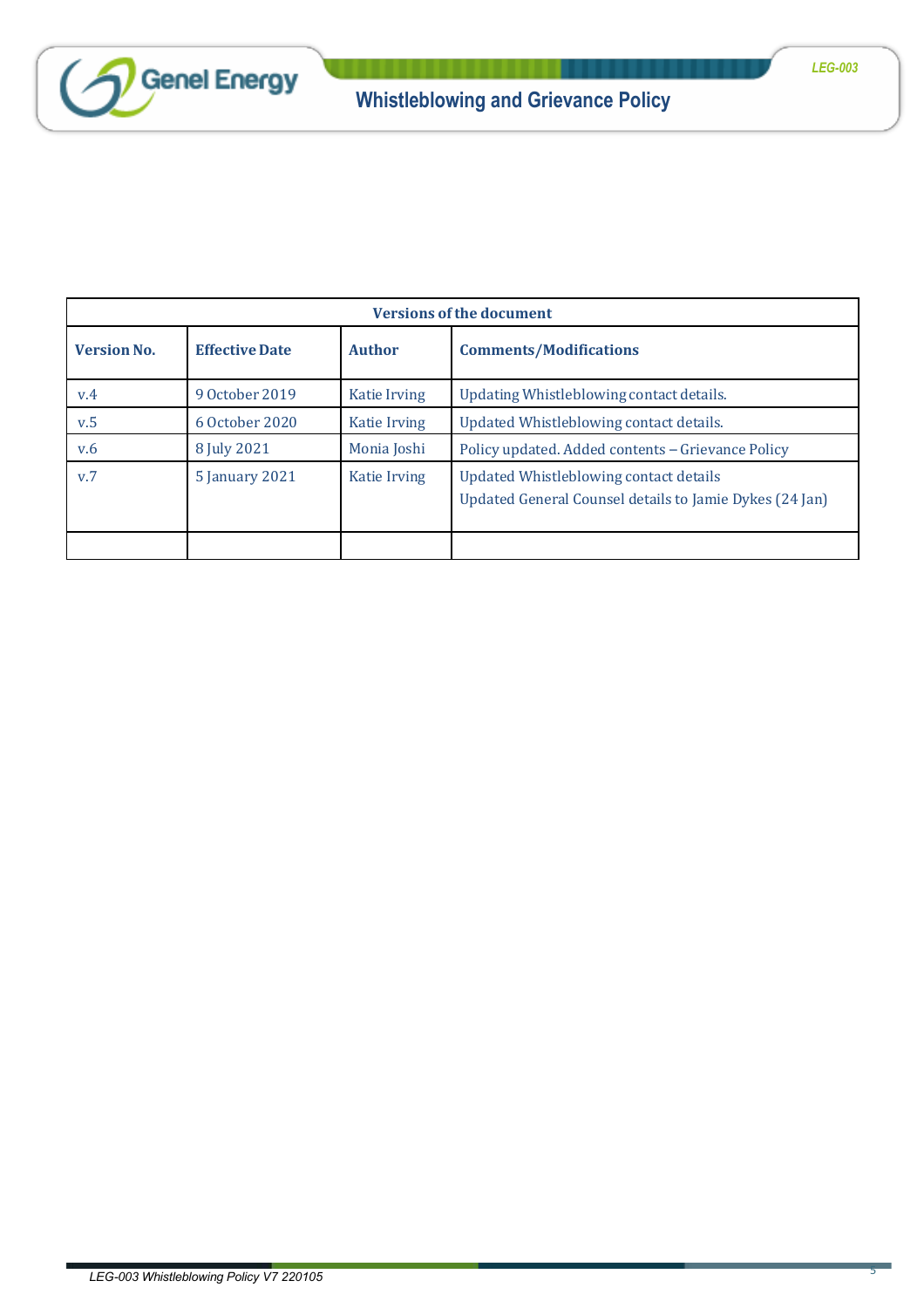| Versions of the document | | | |
|---|---|---|---|
| **Version No.** | **Effective Date** | **Author** | **Comments/Modifications** |
| v.4 | 9 October 2019 | Katie Irving | Updating Whistleblowing contact details. |
| v.5 | 6 October 2020 | Katie Irving | Updated Whistleblowing contact details. |
| v.6 | 8 July 2021 | Monia Joshi | Policy updated. Added contents – Grievance Policy |
| v.7 | 5 January 2021 | Katie Irving | Updated Whistleblowing contact details<br>Updated General Counsel details to Jamie Dykes (24 Jan) |
| | | | |